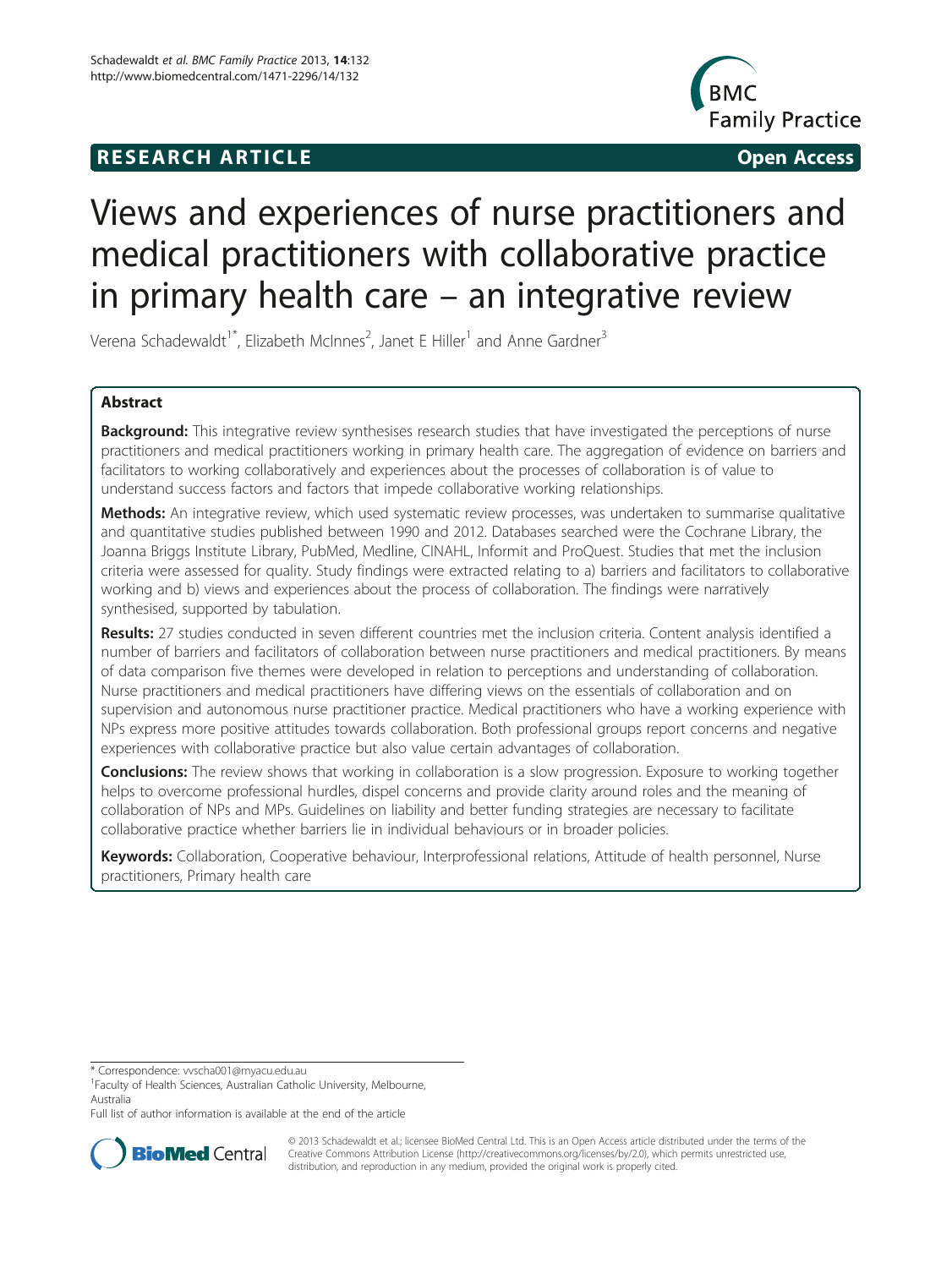**RESEARCH ARTICLE** **Open Access**

# Views and experiences of nurse practitioners and medical practitioners with collaborative practice in primary health care – an integrative review

Verena Schadewaldt[1*], Elizabeth McInnes[2], Janet E Hiller[1] and Anne Gardner[3]

## Abstract

**Background:** This integrative review synthesises research studies that have investigated the perceptions of nurse practitioners and medical practitioners working in primary health care. The aggregation of evidence on barriers and facilitators to working collaboratively and experiences about the processes of collaboration is of value to understand success factors and factors that impede collaborative working relationships.

**Methods:** An integrative review, which used systematic review processes, was undertaken to summarise qualitative and quantitative studies published between 1990 and 2012. Databases searched were the Cochrane Library, the Joanna Briggs Institute Library, PubMed, Medline, CINAHL, Informit and ProQuest. Studies that met the inclusion criteria were assessed for quality. Study findings were extracted relating to a) barriers and facilitators to collaborative working and b) views and experiences about the process of collaboration. The findings were narratively synthesised, supported by tabulation.

**Results:** 27 studies conducted in seven different countries met the inclusion criteria. Content analysis identified a number of barriers and facilitators of collaboration between nurse practitioners and medical practitioners. By means of data comparison five themes were developed in relation to perceptions and understanding of collaboration. Nurse practitioners and medical practitioners have differing views on the essentials of collaboration and on supervision and autonomous nurse practitioner practice. Medical practitioners who have a working experience with NPs express more positive attitudes towards collaboration. Both professional groups report concerns and negative experiences with collaborative practice but also value certain advantages of collaboration.

**Conclusions:** The review shows that working in collaboration is a slow progression. Exposure to working together helps to overcome professional hurdles, dispel concerns and provide clarity around roles and the meaning of collaboration of NPs and MPs. Guidelines on liability and better funding strategies are necessary to facilitate collaborative practice whether barriers lie in individual behaviours or in broader policies.

**Keywords:** Collaboration, Cooperative behaviour, Interprofessional relations, Attitude of health personnel, Nurse practitioners, Primary health care

\* Correspondence: vvscha001@myacu.edu.au
[1]Faculty of Health Sciences, Australian Catholic University, Melbourne, Australia
Full list of author information is available at the end of the article

© 2013 Schadewaldt et al.; licensee BioMed Central Ltd. This is an Open Access article distributed under the terms of the Creative Commons Attribution License (http://creativecommons.org/licenses/by/2.0), which permits unrestricted use, distribution, and reproduction in any medium, provided the original work is properly cited.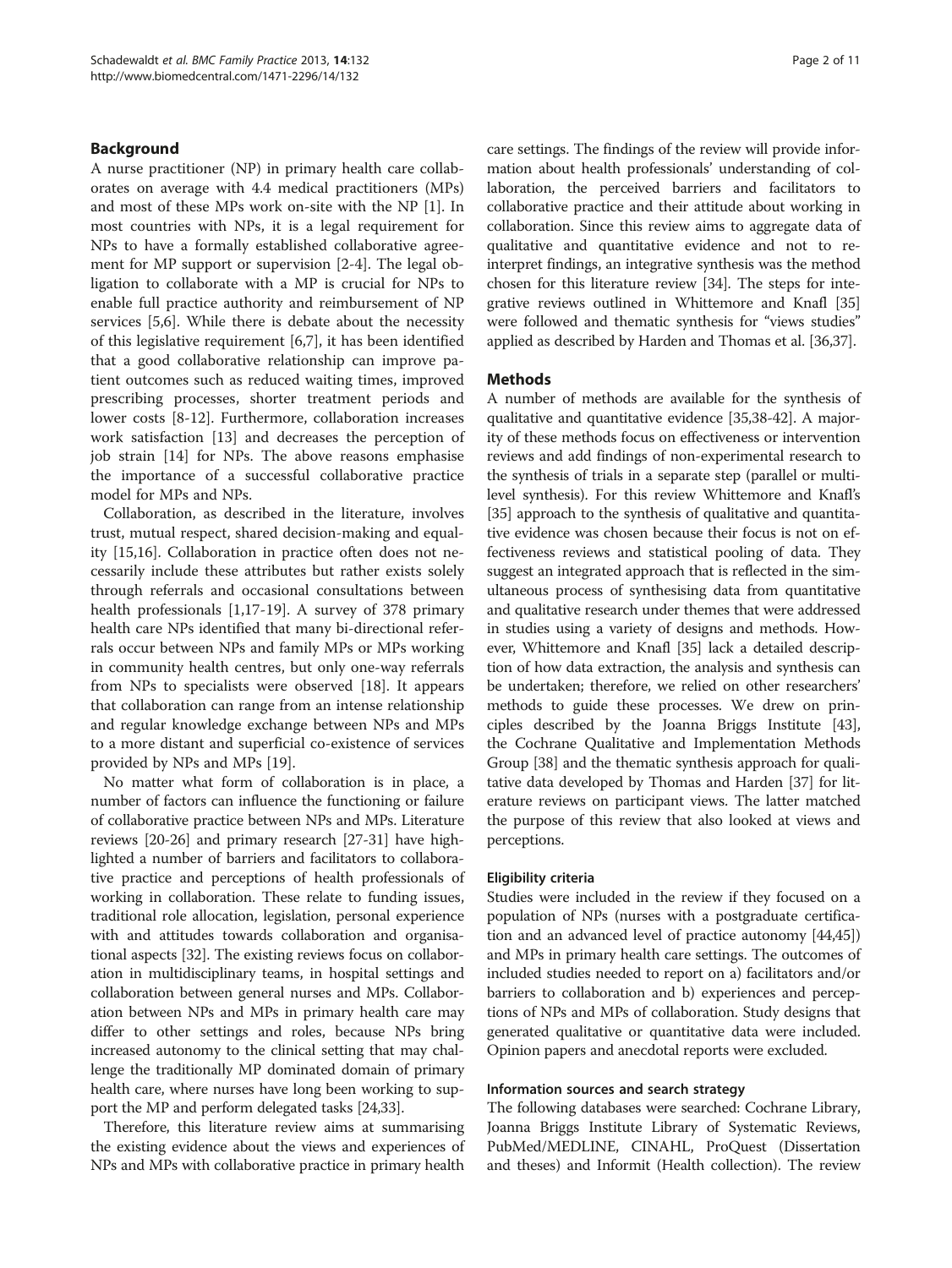## Background

A nurse practitioner (NP) in primary health care collaborates on average with 4.4 medical practitioners (MPs) and most of these MPs work on-site with the NP [1]. In most countries with NPs, it is a legal requirement for NPs to have a formally established collaborative agreement for MP support or supervision [2-4]. The legal obligation to collaborate with a MP is crucial for NPs to enable full practice authority and reimbursement of NP services [5,6]. While there is debate about the necessity of this legislative requirement [6,7], it has been identified that a good collaborative relationship can improve patient outcomes such as reduced waiting times, improved prescribing processes, shorter treatment periods and lower costs [8-12]. Furthermore, collaboration increases work satisfaction [13] and decreases the perception of job strain [14] for NPs. The above reasons emphasise the importance of a successful collaborative practice model for MPs and NPs.

Collaboration, as described in the literature, involves trust, mutual respect, shared decision-making and equality [15,16]. Collaboration in practice often does not necessarily include these attributes but rather exists solely through referrals and occasional consultations between health professionals [1,17-19]. A survey of 378 primary health care NPs identified that many bi-directional referrals occur between NPs and family MPs or MPs working in community health centres, but only one-way referrals from NPs to specialists were observed [18]. It appears that collaboration can range from an intense relationship and regular knowledge exchange between NPs and MPs to a more distant and superficial co-existence of services provided by NPs and MPs [19].

No matter what form of collaboration is in place, a number of factors can influence the functioning or failure of collaborative practice between NPs and MPs. Literature reviews [20-26] and primary research [27-31] have highlighted a number of barriers and facilitators to collaborative practice and perceptions of health professionals of working in collaboration. These relate to funding issues, traditional role allocation, legislation, personal experience with and attitudes towards collaboration and organisational aspects [32]. The existing reviews focus on collaboration in multidisciplinary teams, in hospital settings and collaboration between general nurses and MPs. Collaboration between NPs and MPs in primary health care may differ to other settings and roles, because NPs bring increased autonomy to the clinical setting that may challenge the traditionally MP dominated domain of primary health care, where nurses have long been working to support the MP and perform delegated tasks [24,33].

Therefore, this literature review aims at summarising the existing evidence about the views and experiences of NPs and MPs with collaborative practice in primary health care settings. The findings of the review will provide information about health professionals' understanding of collaboration, the perceived barriers and facilitators to collaborative practice and their attitude about working in collaboration. Since this review aims to aggregate data of qualitative and quantitative evidence and not to reinterpret findings, an integrative synthesis was the method chosen for this literature review [34]. The steps for integrative reviews outlined in Whittemore and Knafl [35] were followed and thematic synthesis for "views studies" applied as described by Harden and Thomas et al. [36,37].

## Methods

A number of methods are available for the synthesis of qualitative and quantitative evidence [35,38-42]. A majority of these methods focus on effectiveness or intervention reviews and add findings of non-experimental research to the synthesis of trials in a separate step (parallel or multi-level synthesis). For this review Whittemore and Knafl's [35] approach to the synthesis of qualitative and quantitative evidence was chosen because their focus is not on effectiveness reviews and statistical pooling of data. They suggest an integrated approach that is reflected in the simultaneous process of synthesising data from quantitative and qualitative research under themes that were addressed in studies using a variety of designs and methods. However, Whittemore and Knafl [35] lack a detailed description of how data extraction, the analysis and synthesis can be undertaken; therefore, we relied on other researchers' methods to guide these processes. We drew on principles described by the Joanna Briggs Institute [43], the Cochrane Qualitative and Implementation Methods Group [38] and the thematic synthesis approach for qualitative data developed by Thomas and Harden [37] for literature reviews on participant views. The latter matched the purpose of this review that also looked at views and perceptions.

### Eligibility criteria

Studies were included in the review if they focused on a population of NPs (nurses with a postgraduate certification and an advanced level of practice autonomy [44,45]) and MPs in primary health care settings. The outcomes of included studies needed to report on a) facilitators and/or barriers to collaboration and b) experiences and perceptions of NPs and MPs of collaboration. Study designs that generated qualitative or quantitative data were included. Opinion papers and anecdotal reports were excluded.

### Information sources and search strategy

The following databases were searched: Cochrane Library, Joanna Briggs Institute Library of Systematic Reviews, PubMed/MEDLINE, CINAHL, ProQuest (Dissertation and theses) and Informit (Health collection). The review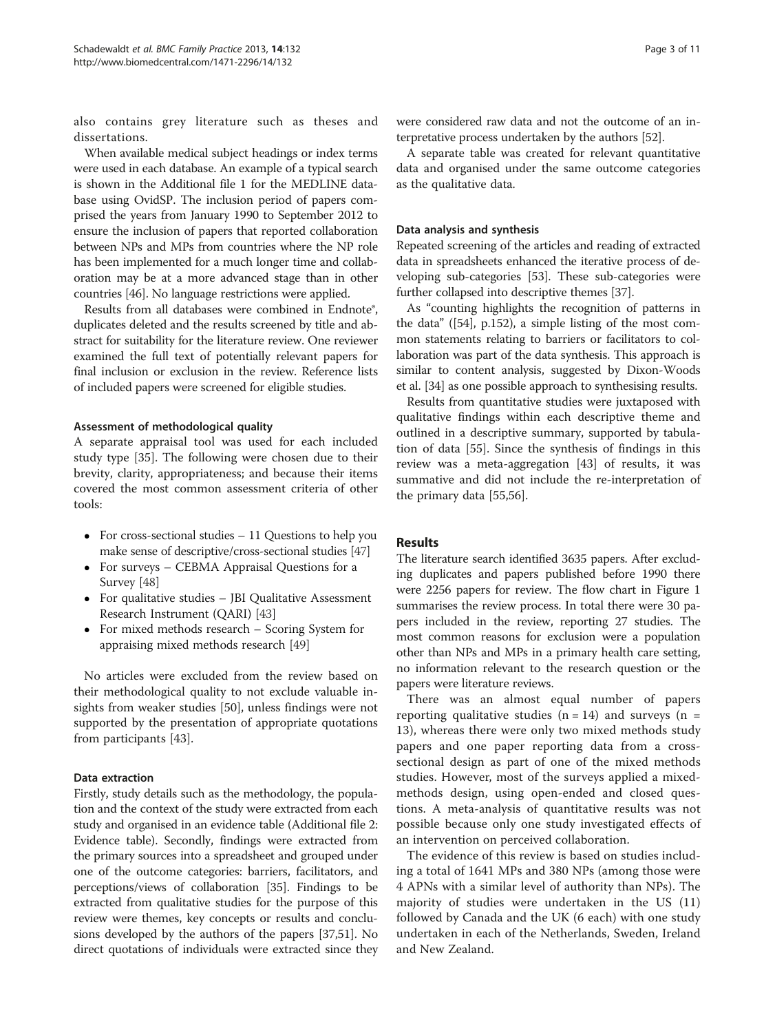also contains grey literature such as theses and dissertations.

When available medical subject headings or index terms were used in each database. An example of a typical search is shown in the Additional file 1 for the MEDLINE database using OvidSP. The inclusion period of papers comprised the years from January 1990 to September 2012 to ensure the inclusion of papers that reported collaboration between NPs and MPs from countries where the NP role has been implemented for a much longer time and collaboration may be at a more advanced stage than in other countries [46]. No language restrictions were applied.

Results from all databases were combined in Endnote®, duplicates deleted and the results screened by title and abstract for suitability for the literature review. One reviewer examined the full text of potentially relevant papers for final inclusion or exclusion in the review. Reference lists of included papers were screened for eligible studies.

#### Assessment of methodological quality

A separate appraisal tool was used for each included study type [35]. The following were chosen due to their brevity, clarity, appropriateness; and because their items covered the most common assessment criteria of other tools:

- For cross-sectional studies – 11 Questions to help you make sense of descriptive/cross-sectional studies [47]
- For surveys – CEBMA Appraisal Questions for a Survey [48]
- For qualitative studies – JBI Qualitative Assessment Research Instrument (QARI) [43]
- For mixed methods research – Scoring System for appraising mixed methods research [49]

No articles were excluded from the review based on their methodological quality to not exclude valuable insights from weaker studies [50], unless findings were not supported by the presentation of appropriate quotations from participants [43].

#### Data extraction

Firstly, study details such as the methodology, the population and the context of the study were extracted from each study and organised in an evidence table (Additional file 2: Evidence table). Secondly, findings were extracted from the primary sources into a spreadsheet and grouped under one of the outcome categories: barriers, facilitators, and perceptions/views of collaboration [35]. Findings to be extracted from qualitative studies for the purpose of this review were themes, key concepts or results and conclusions developed by the authors of the papers [37,51]. No direct quotations of individuals were extracted since they were considered raw data and not the outcome of an interpretative process undertaken by the authors [52].

A separate table was created for relevant quantitative data and organised under the same outcome categories as the qualitative data.

#### Data analysis and synthesis

Repeated screening of the articles and reading of extracted data in spreadsheets enhanced the iterative process of developing sub-categories [53]. These sub-categories were further collapsed into descriptive themes [37].

As "counting highlights the recognition of patterns in the data" ([54], p.152), a simple listing of the most common statements relating to barriers or facilitators to collaboration was part of the data synthesis. This approach is similar to content analysis, suggested by Dixon-Woods et al. [34] as one possible approach to synthesising results.

Results from quantitative studies were juxtaposed with qualitative findings within each descriptive theme and outlined in a descriptive summary, supported by tabulation of data [55]. Since the synthesis of findings in this review was a meta-aggregation [43] of results, it was summative and did not include the re-interpretation of the primary data [55,56].

## Results

The literature search identified 3635 papers. After excluding duplicates and papers published before 1990 there were 2256 papers for review. The flow chart in Figure 1 summarises the review process. In total there were 30 papers included in the review, reporting 27 studies. The most common reasons for exclusion were a population other than NPs and MPs in a primary health care setting, no information relevant to the research question or the papers were literature reviews.

There was an almost equal number of papers reporting qualitative studies (n = 14) and surveys (n = 13), whereas there were only two mixed methods study papers and one paper reporting data from a cross-sectional design as part of one of the mixed methods studies. However, most of the surveys applied a mixed-methods design, using open-ended and closed questions. A meta-analysis of quantitative results was not possible because only one study investigated effects of an intervention on perceived collaboration.

The evidence of this review is based on studies including a total of 1641 MPs and 380 NPs (among those were 4 APNs with a similar level of authority than NPs). The majority of studies were undertaken in the US (11) followed by Canada and the UK (6 each) with one study undertaken in each of the Netherlands, Sweden, Ireland and New Zealand.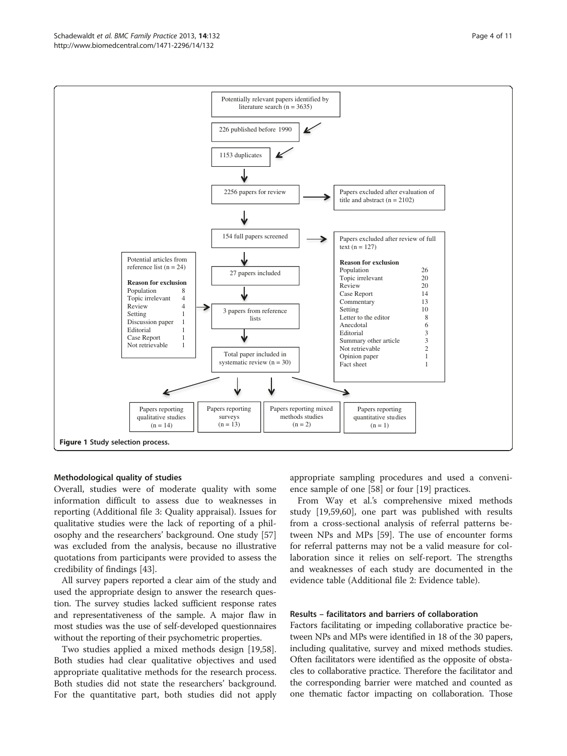Potentially relevant papers identified by literature search (n = 3635)

226 published before 1990

1153 duplicates

2256 papers for review

Papers excluded after evaluation of title and abstract (n = 2102)

154 full papers screened

Papers excluded after review of full text (n = 127)

| Reason for exclusion | |
|---|---|
| Population | 26 |
| Topic irrelevant | 20 |
| Review | 20 |
| Case Report | 14 |
| Commentary | 13 |
| Setting | 10 |
| Letter to the editor | 8 |
| Anecdotal | 6 |
| Editorial | 3 |
| Summary other article | 3 |
| Not retrievable | 2 |
| Opinion paper | 1 |
| Fact sheet | 1 |

27 papers included

Potential articles from reference list (n = 24)

| Reason for exclusion | |
|---|---|
| Population | 8 |
| Topic irrelevant | 4 |
| Review | 4 |
| Setting | 1 |
| Discussion paper | 1 |
| Editorial | 1 |
| Case Report | 1 |
| Not retrievable | 1 |

3 papers from reference lists

Total paper included in systematic review (n = 30)

Papers reporting qualitative studies (n = 14)

Papers reporting surveys (n = 13)

Papers reporting mixed methods studies (n = 2)

Papers reporting quantitative studies (n = 1)

**Figure 1 Study selection process.**

### Methodological quality of studies

Overall, studies were of moderate quality with some information difficult to assess due to weaknesses in reporting (Additional file 3: Quality appraisal). Issues for qualitative studies were the lack of reporting of a philosophy and the researchers' background. One study [57] was excluded from the analysis, because no illustrative quotations from participants were provided to assess the credibility of findings [43].

All survey papers reported a clear aim of the study and used the appropriate design to answer the research question. The survey studies lacked sufficient response rates and representativeness of the sample. A major flaw in most studies was the use of self-developed questionnaires without the reporting of their psychometric properties.

Two studies applied a mixed methods design [19,58]. Both studies had clear qualitative objectives and used appropriate qualitative methods for the research process. Both studies did not state the researchers' background. For the quantitative part, both studies did not apply appropriate sampling procedures and used a convenience sample of one [58] or four [19] practices.

From Way et al.'s comprehensive mixed methods study [19,59,60], one part was published with results from a cross-sectional analysis of referral patterns between NPs and MPs [59]. The use of encounter forms for referral patterns may not be a valid measure for collaboration since it relies on self-report. The strengths and weaknesses of each study are documented in the evidence table (Additional file 2: Evidence table).

### Results – facilitators and barriers of collaboration

Factors facilitating or impeding collaborative practice between NPs and MPs were identified in 18 of the 30 papers, including qualitative, survey and mixed methods studies. Often facilitators were identified as the opposite of obstacles to collaborative practice. Therefore the facilitator and the corresponding barrier were matched and counted as one thematic factor impacting on collaboration. Those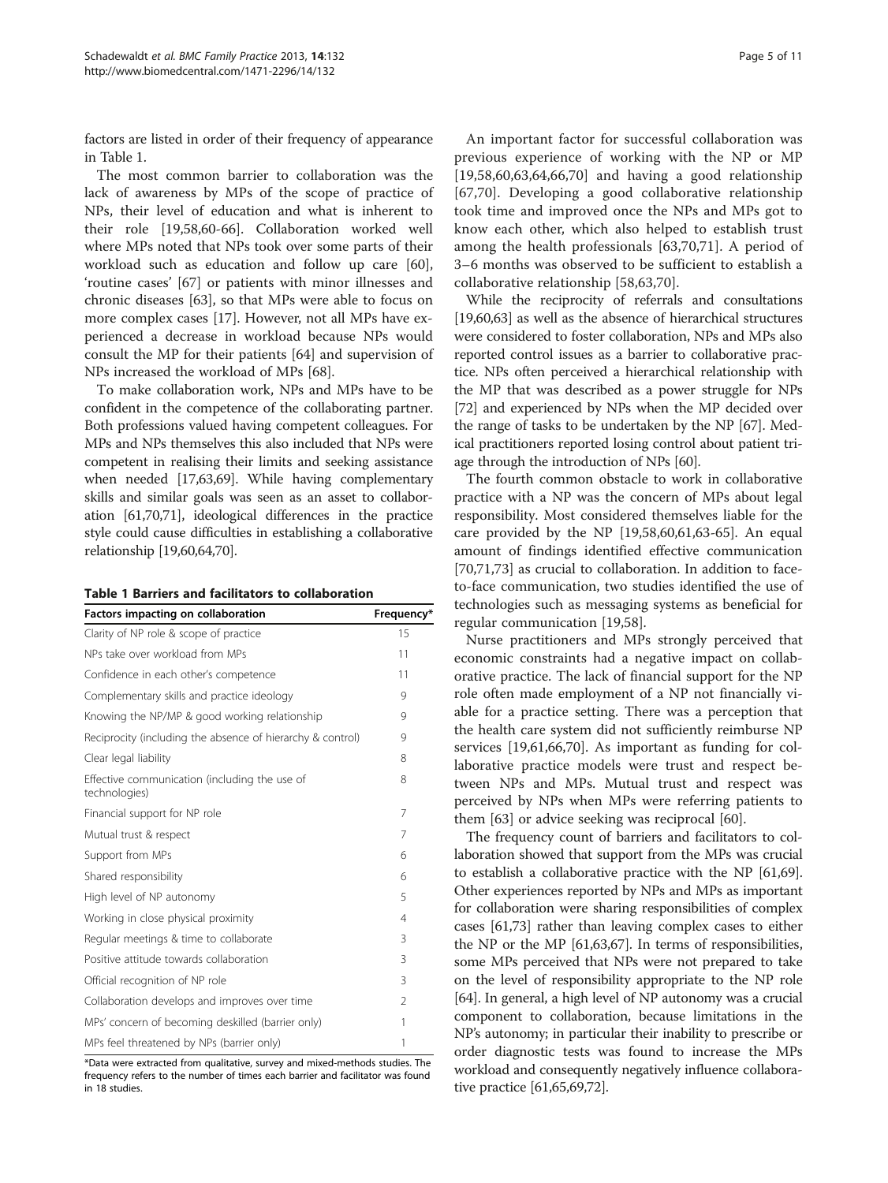factors are listed in order of their frequency of appearance in Table 1.

The most common barrier to collaboration was the lack of awareness by MPs of the scope of practice of NPs, their level of education and what is inherent to their role [19,58,60-66]. Collaboration worked well where MPs noted that NPs took over some parts of their workload such as education and follow up care [60], 'routine cases' [67] or patients with minor illnesses and chronic diseases [63], so that MPs were able to focus on more complex cases [17]. However, not all MPs have experienced a decrease in workload because NPs would consult the MP for their patients [64] and supervision of NPs increased the workload of MPs [68].

To make collaboration work, NPs and MPs have to be confident in the competence of the collaborating partner. Both professions valued having competent colleagues. For MPs and NPs themselves this also included that NPs were competent in realising their limits and seeking assistance when needed [17,63,69]. While having complementary skills and similar goals was seen as an asset to collaboration [61,70,71], ideological differences in the practice style could cause difficulties in establishing a collaborative relationship [19,60,64,70].

**Table 1 Barriers and facilitators to collaboration**

| Factors impacting on collaboration | Frequency* |
|---|---|
| Clarity of NP role & scope of practice | 15 |
| NPs take over workload from MPs | 11 |
| Confidence in each other's competence | 11 |
| Complementary skills and practice ideology | 9 |
| Knowing the NP/MP & good working relationship | 9 |
| Reciprocity (including the absence of hierarchy & control) | 9 |
| Clear legal liability | 8 |
| Effective communication (including the use of technologies) | 8 |
| Financial support for NP role | 7 |
| Mutual trust & respect | 7 |
| Support from MPs | 6 |
| Shared responsibility | 6 |
| High level of NP autonomy | 5 |
| Working in close physical proximity | 4 |
| Regular meetings & time to collaborate | 3 |
| Positive attitude towards collaboration | 3 |
| Official recognition of NP role | 3 |
| Collaboration develops and improves over time | 2 |
| MPs' concern of becoming deskilled (barrier only) | 1 |
| MPs feel threatened by NPs (barrier only) | 1 |

*Data were extracted from qualitative, survey and mixed-methods studies. The frequency refers to the number of times each barrier and facilitator was found in 18 studies.

An important factor for successful collaboration was previous experience of working with the NP or MP [19,58,60,63,64,66,70] and having a good relationship [67,70]. Developing a good collaborative relationship took time and improved once the NPs and MPs got to know each other, which also helped to establish trust among the health professionals [63,70,71]. A period of 3–6 months was observed to be sufficient to establish a collaborative relationship [58,63,70].

While the reciprocity of referrals and consultations [19,60,63] as well as the absence of hierarchical structures were considered to foster collaboration, NPs and MPs also reported control issues as a barrier to collaborative practice. NPs often perceived a hierarchical relationship with the MP that was described as a power struggle for NPs [72] and experienced by NPs when the MP decided over the range of tasks to be undertaken by the NP [67]. Medical practitioners reported losing control about patient triage through the introduction of NPs [60].

The fourth common obstacle to work in collaborative practice with a NP was the concern of MPs about legal responsibility. Most considered themselves liable for the care provided by the NP [19,58,60,61,63-65]. An equal amount of findings identified effective communication [70,71,73] as crucial to collaboration. In addition to face-to-face communication, two studies identified the use of technologies such as messaging systems as beneficial for regular communication [19,58].

Nurse practitioners and MPs strongly perceived that economic constraints had a negative impact on collaborative practice. The lack of financial support for the NP role often made employment of a NP not financially viable for a practice setting. There was a perception that the health care system did not sufficiently reimburse NP services [19,61,66,70]. As important as funding for collaborative practice models were trust and respect between NPs and MPs. Mutual trust and respect was perceived by NPs when MPs were referring patients to them [63] or advice seeking was reciprocal [60].

The frequency count of barriers and facilitators to collaboration showed that support from the MPs was crucial to establish a collaborative practice with the NP [61,69]. Other experiences reported by NPs and MPs as important for collaboration were sharing responsibilities of complex cases [61,73] rather than leaving complex cases to either the NP or the MP [61,63,67]. In terms of responsibilities, some MPs perceived that NPs were not prepared to take on the level of responsibility appropriate to the NP role [64]. In general, a high level of NP autonomy was a crucial component to collaboration, because limitations in the NP's autonomy; in particular their inability to prescribe or order diagnostic tests was found to increase the MPs workload and consequently negatively influence collaborative practice [61,65,69,72].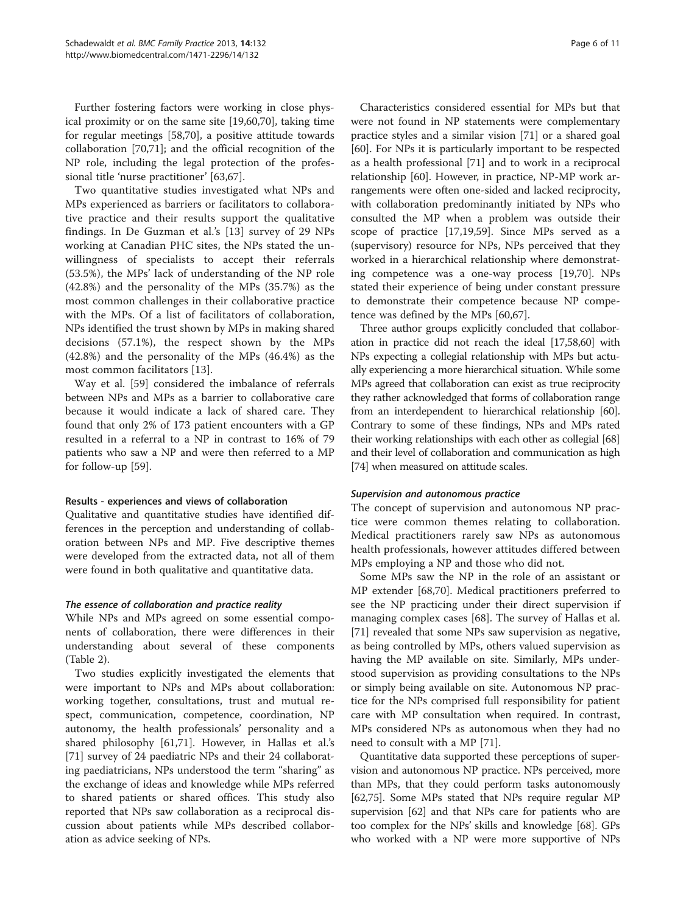Further fostering factors were working in close physical proximity or on the same site [19,60,70], taking time for regular meetings [58,70], a positive attitude towards collaboration [70,71]; and the official recognition of the NP role, including the legal protection of the professional title 'nurse practitioner' [63,67].

Two quantitative studies investigated what NPs and MPs experienced as barriers or facilitators to collaborative practice and their results support the qualitative findings. In De Guzman et al.'s [13] survey of 29 NPs working at Canadian PHC sites, the NPs stated the unwillingness of specialists to accept their referrals (53.5%), the MPs' lack of understanding of the NP role (42.8%) and the personality of the MPs (35.7%) as the most common challenges in their collaborative practice with the MPs. Of a list of facilitators of collaboration, NPs identified the trust shown by MPs in making shared decisions (57.1%), the respect shown by the MPs (42.8%) and the personality of the MPs (46.4%) as the most common facilitators [13].

Way et al. [59] considered the imbalance of referrals between NPs and MPs as a barrier to collaborative care because it would indicate a lack of shared care. They found that only 2% of 173 patient encounters with a GP resulted in a referral to a NP in contrast to 16% of 79 patients who saw a NP and were then referred to a MP for follow-up [59].

#### Results - experiences and views of collaboration

Qualitative and quantitative studies have identified differences in the perception and understanding of collaboration between NPs and MP. Five descriptive themes were developed from the extracted data, not all of them were found in both qualitative and quantitative data.

##### *The essence of collaboration and practice reality*

While NPs and MPs agreed on some essential components of collaboration, there were differences in their understanding about several of these components (Table 2).

Two studies explicitly investigated the elements that were important to NPs and MPs about collaboration: working together, consultations, trust and mutual respect, communication, competence, coordination, NP autonomy, the health professionals' personality and a shared philosophy [61,71]. However, in Hallas et al.'s [71] survey of 24 paediatric NPs and their 24 collaborating paediatricians, NPs understood the term "sharing" as the exchange of ideas and knowledge while MPs referred to shared patients or shared offices. This study also reported that NPs saw collaboration as a reciprocal discussion about patients while MPs described collaboration as advice seeking of NPs.

Characteristics considered essential for MPs but that were not found in NP statements were complementary practice styles and a similar vision [71] or a shared goal [60]. For NPs it is particularly important to be respected as a health professional [71] and to work in a reciprocal relationship [60]. However, in practice, NP-MP work arrangements were often one-sided and lacked reciprocity, with collaboration predominantly initiated by NPs who consulted the MP when a problem was outside their scope of practice [17,19,59]. Since MPs served as a (supervisory) resource for NPs, NPs perceived that they worked in a hierarchical relationship where demonstrating competence was a one-way process [19,70]. NPs stated their experience of being under constant pressure to demonstrate their competence because NP competence was defined by the MPs [60,67].

Three author groups explicitly concluded that collaboration in practice did not reach the ideal [17,58,60] with NPs expecting a collegial relationship with MPs but actually experiencing a more hierarchical situation. While some MPs agreed that collaboration can exist as true reciprocity they rather acknowledged that forms of collaboration range from an interdependent to hierarchical relationship [60]. Contrary to some of these findings, NPs and MPs rated their working relationships with each other as collegial [68] and their level of collaboration and communication as high [74] when measured on attitude scales.

##### *Supervision and autonomous practice*

The concept of supervision and autonomous NP practice were common themes relating to collaboration. Medical practitioners rarely saw NPs as autonomous health professionals, however attitudes differed between MPs employing a NP and those who did not.

Some MPs saw the NP in the role of an assistant or MP extender [68,70]. Medical practitioners preferred to see the NP practicing under their direct supervision if managing complex cases [68]. The survey of Hallas et al. [71] revealed that some NPs saw supervision as negative, as being controlled by MPs, others valued supervision as having the MP available on site. Similarly, MPs understood supervision as providing consultations to the NPs or simply being available on site. Autonomous NP practice for the NPs comprised full responsibility for patient care with MP consultation when required. In contrast, MPs considered NPs as autonomous when they had no need to consult with a MP [71].

Quantitative data supported these perceptions of supervision and autonomous NP practice. NPs perceived, more than MPs, that they could perform tasks autonomously [62,75]. Some MPs stated that NPs require regular MP supervision [62] and that NPs care for patients who are too complex for the NPs' skills and knowledge [68]. GPs who worked with a NP were more supportive of NPs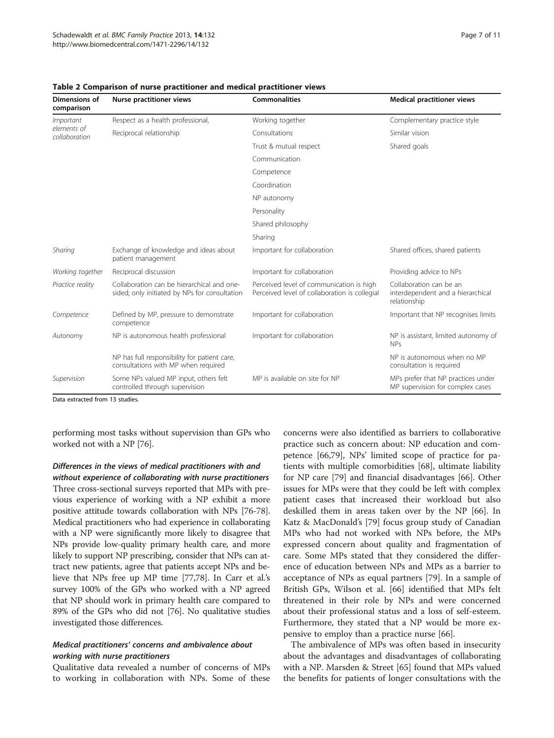**Table 2 Comparison of nurse practitioner and medical practitioner views**

| Dimensions of comparison | Nurse practitioner views | Commonalities | Medical practitioner views |
|---|---|---|---|
| *Important elements of collaboration* | Respect as a health professional, | Working together | Complementary practice style |
| | Reciprocal relationship | Consultations | Similar vision |
| | | Trust & mutual respect | Shared goals |
| | | Communication | |
| | | Competence | |
| | | Coordination | |
| | | NP autonomy | |
| | | Personality | |
| | | Shared philosophy | |
| | | Sharing | |
| *Sharing* | Exchange of knowledge and ideas about patient management | Important for collaboration | Shared offices, shared patients |
| *Working together* | Reciprocal discussion | Important for collaboration | Providing advice to NPs |
| *Practice reality* | Collaboration can be hierarchical and one-sided; only initiated by NPs for consultation | Perceived level of communication is high Perceived level of collaboration is collegial | Collaboration can be an interdependent and a hierarchical relationship |
| *Competence* | Defined by MP, pressure to demonstrate competence | Important for collaboration | Important that NP recognises limits |
| *Autonomy* | NP is autonomous health professional | Important for collaboration | NP is assistant, limited autonomy of NPs |
| | NP has full responsibility for patient care, consultations with MP when required | | NP is autonomous when no MP consultation is required |
| *Supervision* | Some NPs valued MP input, others felt controlled through supervision | MP is available on site for NP | MPs prefer that NP practices under MP supervision for complex cases |

Data extracted from 13 studies.

performing most tasks without supervision than GPs who worked not with a NP [76].

### *Differences in the views of medical practitioners with and without experience of collaborating with nurse practitioners*

Three cross-sectional surveys reported that MPs with previous experience of working with a NP exhibit a more positive attitude towards collaboration with NPs [76-78]. Medical practitioners who had experience in collaborating with a NP were significantly more likely to disagree that NPs provide low-quality primary health care, and more likely to support NP prescribing, consider that NPs can attract new patients, agree that patients accept NPs and believe that NPs free up MP time [77,78]. In Carr et al.'s survey 100% of the GPs who worked with a NP agreed that NP should work in primary health care compared to 89% of the GPs who did not [76]. No qualitative studies investigated those differences.

### *Medical practitioners' concerns and ambivalence about working with nurse practitioners*

Qualitative data revealed a number of concerns of MPs to working in collaboration with NPs. Some of these concerns were also identified as barriers to collaborative practice such as concern about: NP education and competence [66,79], NPs' limited scope of practice for patients with multiple comorbidities [68], ultimate liability for NP care [79] and financial disadvantages [66]. Other issues for MPs were that they could be left with complex patient cases that increased their workload but also deskilled them in areas taken over by the NP [66]. In Katz & MacDonald's [79] focus group study of Canadian MPs who had not worked with NPs before, the MPs expressed concern about quality and fragmentation of care. Some MPs stated that they considered the difference of education between NPs and MPs as a barrier to acceptance of NPs as equal partners [79]. In a sample of British GPs, Wilson et al. [66] identified that MPs felt threatened in their role by NPs and were concerned about their professional status and a loss of self-esteem. Furthermore, they stated that a NP would be more expensive to employ than a practice nurse [66].

The ambivalence of MPs was often based in insecurity about the advantages and disadvantages of collaborating with a NP. Marsden & Street [65] found that MPs valued the benefits for patients of longer consultations with the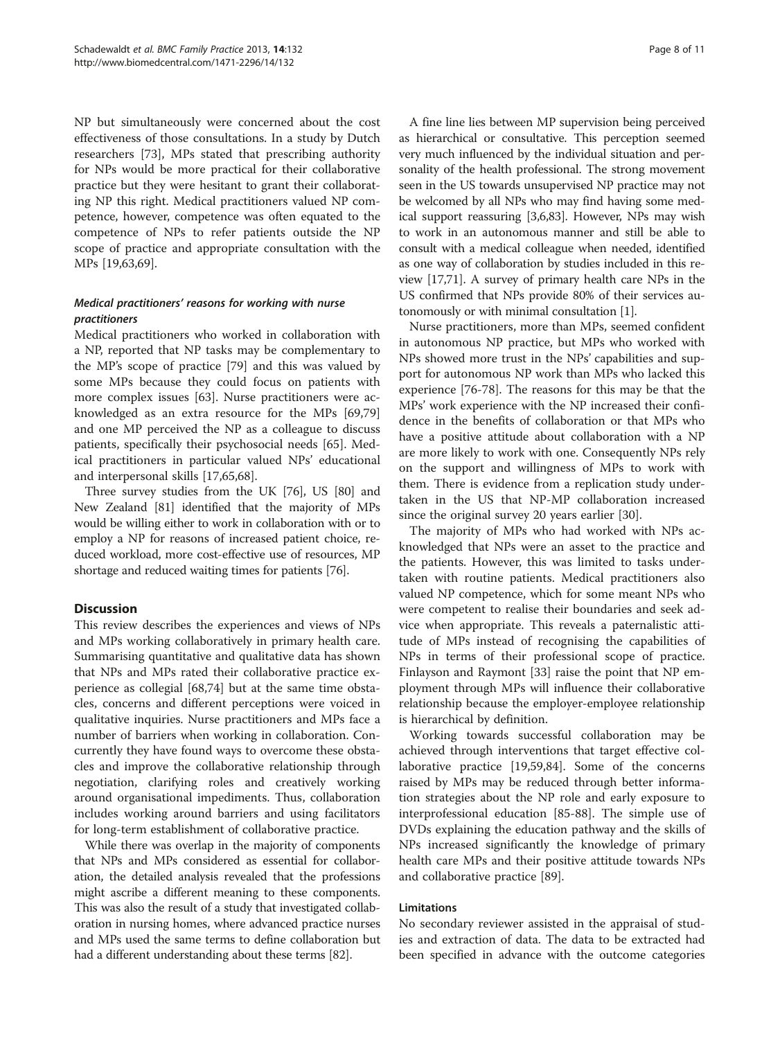NP but simultaneously were concerned about the cost effectiveness of those consultations. In a study by Dutch researchers [73], MPs stated that prescribing authority for NPs would be more practical for their collaborative practice but they were hesitant to grant their collaborating NP this right. Medical practitioners valued NP competence, however, competence was often equated to the competence of NPs to refer patients outside the NP scope of practice and appropriate consultation with the MPs [19,63,69].

#### *Medical practitioners' reasons for working with nurse practitioners*

Medical practitioners who worked in collaboration with a NP, reported that NP tasks may be complementary to the MP's scope of practice [79] and this was valued by some MPs because they could focus on patients with more complex issues [63]. Nurse practitioners were acknowledged as an extra resource for the MPs [69,79] and one MP perceived the NP as a colleague to discuss patients, specifically their psychosocial needs [65]. Medical practitioners in particular valued NPs' educational and interpersonal skills [17,65,68].

Three survey studies from the UK [76], US [80] and New Zealand [81] identified that the majority of MPs would be willing either to work in collaboration with or to employ a NP for reasons of increased patient choice, reduced workload, more cost-effective use of resources, MP shortage and reduced waiting times for patients [76].

## Discussion

This review describes the experiences and views of NPs and MPs working collaboratively in primary health care. Summarising quantitative and qualitative data has shown that NPs and MPs rated their collaborative practice experience as collegial [68,74] but at the same time obstacles, concerns and different perceptions were voiced in qualitative inquiries. Nurse practitioners and MPs face a number of barriers when working in collaboration. Concurrently they have found ways to overcome these obstacles and improve the collaborative relationship through negotiation, clarifying roles and creatively working around organisational impediments. Thus, collaboration includes working around barriers and using facilitators for long-term establishment of collaborative practice.

While there was overlap in the majority of components that NPs and MPs considered as essential for collaboration, the detailed analysis revealed that the professions might ascribe a different meaning to these components. This was also the result of a study that investigated collaboration in nursing homes, where advanced practice nurses and MPs used the same terms to define collaboration but had a different understanding about these terms [82].

A fine line lies between MP supervision being perceived as hierarchical or consultative. This perception seemed very much influenced by the individual situation and personality of the health professional. The strong movement seen in the US towards unsupervised NP practice may not be welcomed by all NPs who may find having some medical support reassuring [3,6,83]. However, NPs may wish to work in an autonomous manner and still be able to consult with a medical colleague when needed, identified as one way of collaboration by studies included in this review [17,71]. A survey of primary health care NPs in the US confirmed that NPs provide 80% of their services autonomously or with minimal consultation [1].

Nurse practitioners, more than MPs, seemed confident in autonomous NP practice, but MPs who worked with NPs showed more trust in the NPs' capabilities and support for autonomous NP work than MPs who lacked this experience [76-78]. The reasons for this may be that the MPs' work experience with the NP increased their confidence in the benefits of collaboration or that MPs who have a positive attitude about collaboration with a NP are more likely to work with one. Consequently NPs rely on the support and willingness of MPs to work with them. There is evidence from a replication study undertaken in the US that NP-MP collaboration increased since the original survey 20 years earlier [30].

The majority of MPs who had worked with NPs acknowledged that NPs were an asset to the practice and the patients. However, this was limited to tasks undertaken with routine patients. Medical practitioners also valued NP competence, which for some meant NPs who were competent to realise their boundaries and seek advice when appropriate. This reveals a paternalistic attitude of MPs instead of recognising the capabilities of NPs in terms of their professional scope of practice. Finlayson and Raymont [33] raise the point that NP employment through MPs will influence their collaborative relationship because the employer-employee relationship is hierarchical by definition.

Working towards successful collaboration may be achieved through interventions that target effective collaborative practice [19,59,84]. Some of the concerns raised by MPs may be reduced through better information strategies about the NP role and early exposure to interprofessional education [85-88]. The simple use of DVDs explaining the education pathway and the skills of NPs increased significantly the knowledge of primary health care MPs and their positive attitude towards NPs and collaborative practice [89].

### Limitations

No secondary reviewer assisted in the appraisal of studies and extraction of data. The data to be extracted had been specified in advance with the outcome categories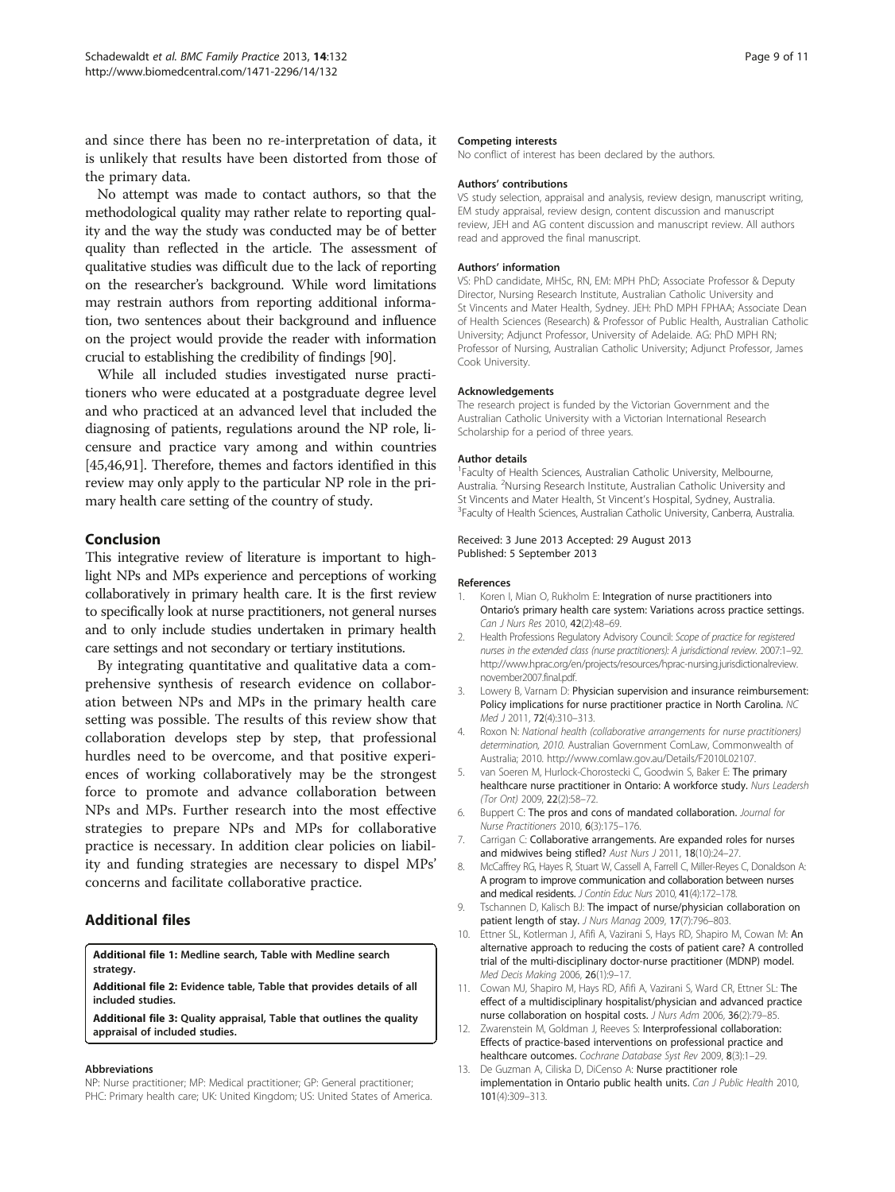and since there has been no re-interpretation of data, it is unlikely that results have been distorted from those of the primary data.

No attempt was made to contact authors, so that the methodological quality may rather relate to reporting quality and the way the study was conducted may be of better quality than reflected in the article. The assessment of qualitative studies was difficult due to the lack of reporting on the researcher's background. While word limitations may restrain authors from reporting additional information, two sentences about their background and influence on the project would provide the reader with information crucial to establishing the credibility of findings [90].

While all included studies investigated nurse practitioners who were educated at a postgraduate degree level and who practiced at an advanced level that included the diagnosing of patients, regulations around the NP role, licensure and practice vary among and within countries [45,46,91]. Therefore, themes and factors identified in this review may only apply to the particular NP role in the primary health care setting of the country of study.

## Conclusion

This integrative review of literature is important to highlight NPs and MPs experience and perceptions of working collaboratively in primary health care. It is the first review to specifically look at nurse practitioners, not general nurses and to only include studies undertaken in primary health care settings and not secondary or tertiary institutions.

By integrating quantitative and qualitative data a comprehensive synthesis of research evidence on collaboration between NPs and MPs in the primary health care setting was possible. The results of this review show that collaboration develops step by step, that professional hurdles need to be overcome, and that positive experiences of working collaboratively may be the strongest force to promote and advance collaboration between NPs and MPs. Further research into the most effective strategies to prepare NPs and MPs for collaborative practice is necessary. In addition clear policies on liability and funding strategies are necessary to dispel MPs' concerns and facilitate collaborative practice.

## Additional files

**Additional file 1: Medline search, Table with Medline search strategy.**

**Additional file 2: Evidence table, Table that provides details of all included studies.**

**Additional file 3: Quality appraisal, Table that outlines the quality appraisal of included studies.**

#### Abbreviations

NP: Nurse practitioner; MP: Medical practitioner; GP: General practitioner; PHC: Primary health care; UK: United Kingdom; US: United States of America.

#### Competing interests

No conflict of interest has been declared by the authors.

#### Authors' contributions

VS study selection, appraisal and analysis, review design, manuscript writing, EM study appraisal, review design, content discussion and manuscript review, JEH and AG content discussion and manuscript review. All authors read and approved the final manuscript.

#### Authors' information

VS: PhD candidate, MHSc, RN, EM: MPH PhD; Associate Professor & Deputy Director, Nursing Research Institute, Australian Catholic University and St Vincents and Mater Health, Sydney. JEH: PhD MPH FPHAA; Associate Dean of Health Sciences (Research) & Professor of Public Health, Australian Catholic University; Adjunct Professor, University of Adelaide. AG: PhD MPH RN; Professor of Nursing, Australian Catholic University; Adjunct Professor, James Cook University.

#### Acknowledgements

The research project is funded by the Victorian Government and the Australian Catholic University with a Victorian International Research Scholarship for a period of three years.

#### Author details

[1]Faculty of Health Sciences, Australian Catholic University, Melbourne, Australia. [2]Nursing Research Institute, Australian Catholic University and St Vincents and Mater Health, St Vincent's Hospital, Sydney, Australia. [3]Faculty of Health Sciences, Australian Catholic University, Canberra, Australia.

Received: 3 June 2013 Accepted: 29 August 2013
Published: 5 September 2013

#### References

1. Koren I, Mian O, Rukholm E: **Integration of nurse practitioners into Ontario's primary health care system: Variations across practice settings.** *Can J Nurs Res* 2010, **42**(2):48–69.
2. Health Professions Regulatory Advisory Council: *Scope of practice for registered nurses in the extended class (nurse practitioners): A jurisdictional review.* 2007:1–92. http://www.hprac.org/en/projects/resources/hprac-nursing.jurisdictionalreview.november2007.final.pdf.
3. Lowery B, Varnam D: **Physician supervision and insurance reimbursement: Policy implications for nurse practitioner practice in North Carolina.** *NC Med J* 2011, **72**(4):310–313.
4. Roxon N: *National health (collaborative arrangements for nurse practitioners) determination, 2010.* Australian Government ComLaw, Commonwealth of Australia; 2010. http://www.comlaw.gov.au/Details/F2010L02107.
5. van Soeren M, Hurlock-Chorostecki C, Goodwin S, Baker E: **The primary healthcare nurse practitioner in Ontario: A workforce study.** *Nurs Leadersh (Tor Ont)* 2009, **22**(2):58–72.
6. Buppert C: **The pros and cons of mandated collaboration.** *Journal for Nurse Practitioners* 2010, **6**(3):175–176.
7. Carrigan C: **Collaborative arrangements. Are expanded roles for nurses and midwives being stifled?** *Aust Nurs J* 2011, **18**(10):24–27.
8. McCaffrey RG, Hayes R, Stuart W, Cassell A, Farrell C, Miller-Reyes C, Donaldson A: **A program to improve communication and collaboration between nurses and medical residents.** *J Contin Educ Nurs* 2010, **41**(4):172–178.
9. Tschannen D, Kalisch BJ: **The impact of nurse/physician collaboration on patient length of stay.** *J Nurs Manag* 2009, **17**(7):796–803.
10. Ettner SL, Kotlerman J, Afifi A, Vazirani S, Hays RD, Shapiro M, Cowan M: **An alternative approach to reducing the costs of patient care? A controlled trial of the multi-disciplinary doctor-nurse practitioner (MDNP) model.** *Med Decis Making* 2006, **26**(1):9–17.
11. Cowan MJ, Shapiro M, Hays RD, Afifi A, Vazirani S, Ward CR, Ettner SL: **The effect of a multidisciplinary hospitalist/physician and advanced practice nurse collaboration on hospital costs.** *J Nurs Adm* 2006, **36**(2):79–85.
12. Zwarenstein M, Goldman J, Reeves S: **Interprofessional collaboration: Effects of practice-based interventions on professional practice and healthcare outcomes.** *Cochrane Database Syst Rev* 2009, **8**(3):1–29.
13. De Guzman A, Ciliska D, DiCenso A: **Nurse practitioner role implementation in Ontario public health units.** *Can J Public Health* 2010, **101**(4):309–313.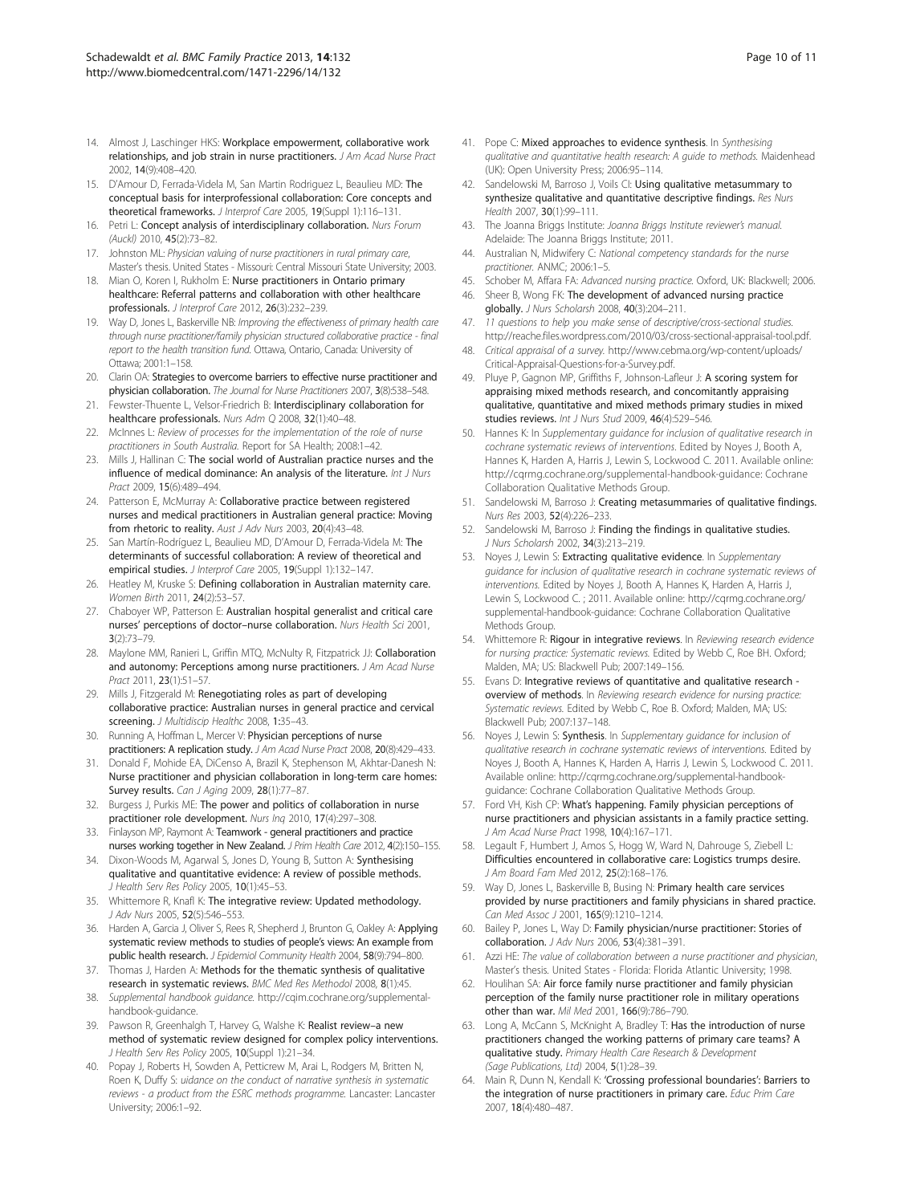14. Almost J, Laschinger HKS: **Workplace empowerment, collaborative work relationships, and job strain in nurse practitioners.** *J Am Acad Nurse Pract* 2002, **14**(9):408–420.
15. D'Amour D, Ferrada-Videla M, San Martin Rodriguez L, Beaulieu MD: **The conceptual basis for interprofessional collaboration: Core concepts and theoretical frameworks.** *J Interprof Care* 2005, **19**(Suppl 1):116–131.
16. Petri L: **Concept analysis of interdisciplinary collaboration.** *Nurs Forum (Auckl)* 2010, **45**(2):73–82.
17. Johnston ML: *Physician valuing of nurse practitioners in rural primary care*, Master's thesis. United States - Missouri: Central Missouri State University; 2003.
18. Mian O, Koren I, Rukholm E: **Nurse practitioners in Ontario primary healthcare: Referral patterns and collaboration with other healthcare professionals.** *J Interprof Care* 2012, **26**(3):232–239.
19. Way D, Jones L, Baskerville NB: *Improving the effectiveness of primary health care through nurse practitioner/family physician structured collaborative practice - final report to the health transition fund.* Ottawa, Ontario, Canada: University of Ottawa; 2001:1–158.
20. Clarin OA: **Strategies to overcome barriers to effective nurse practitioner and physician collaboration.** *The Journal for Nurse Practitioners* 2007, **3**(8):538–548.
21. Fewster-Thuente L, Velsor-Friedrich B: **Interdisciplinary collaboration for healthcare professionals.** *Nurs Adm Q* 2008, **32**(1):40–48.
22. McInnes L: *Review of processes for the implementation of the role of nurse practitioners in South Australia.* Report for SA Health; 2008:1–42.
23. Mills J, Hallinan C: **The social world of Australian practice nurses and the influence of medical dominance: An analysis of the literature.** *Int J Nurs Pract* 2009, **15**(6):489–494.
24. Patterson E, McMurray A: **Collaborative practice between registered nurses and medical practitioners in Australian general practice: Moving from rhetoric to reality.** *Aust J Adv Nurs* 2003, **20**(4):43–48.
25. San Martín-Rodríguez L, Beaulieu MD, D'Amour D, Ferrada-Videla M: **The determinants of successful collaboration: A review of theoretical and empirical studies.** *J Interprof Care* 2005, **19**(Suppl 1):132–147.
26. Heatley M, Kruske S: **Defining collaboration in Australian maternity care.** *Women Birth* 2011, **24**(2):53–57.
27. Chaboyer WP, Patterson E: **Australian hospital generalist and critical care nurses' perceptions of doctor–nurse collaboration.** *Nurs Health Sci* 2001, **3**(2):73–79.
28. Maylone MM, Ranieri L, Griffin MTQ, McNulty R, Fitzpatrick JJ: **Collaboration and autonomy: Perceptions among nurse practitioners.** *J Am Acad Nurse Pract* 2011, **23**(1):51–57.
29. Mills J, Fitzgerald M: **Renegotiating roles as part of developing collaborative practice: Australian nurses in general practice and cervical screening.** *J Multidiscip Healthc* 2008, **1**:35–43.
30. Running A, Hoffman L, Mercer V: **Physician perceptions of nurse practitioners: A replication study.** *J Am Acad Nurse Pract* 2008, **20**(8):429–433.
31. Donald F, Mohide EA, DiCenso A, Brazil K, Stephenson M, Akhtar-Danesh N: **Nurse practitioner and physician collaboration in long-term care homes: Survey results.** *Can J Aging* 2009, **28**(1):77–87.
32. Burgess J, Purkis ME: **The power and politics of collaboration in nurse practitioner role development.** *Nurs Inq* 2010, **17**(4):297–308.
33. Finlayson MP, Raymont A: **Teamwork - general practitioners and practice nurses working together in New Zealand.** *J Prim Health Care* 2012, **4**(2):150–155.
34. Dixon-Woods M, Agarwal S, Jones D, Young B, Sutton A: **Synthesising qualitative and quantitative evidence: A review of possible methods.** *J Health Serv Res Policy* 2005, **10**(1):45–53.
35. Whittemore R, Knafl K: **The integrative review: Updated methodology.** *J Adv Nurs* 2005, **52**(5):546–553.
36. Harden A, Garcia J, Oliver S, Rees R, Shepherd J, Brunton G, Oakley A: **Applying systematic review methods to studies of people's views: An example from public health research.** *J Epidemiol Community Health* 2004, **58**(9):794–800.
37. Thomas J, Harden A: **Methods for the thematic synthesis of qualitative research in systematic reviews.** *BMC Med Res Methodol* 2008, **8**(1):45.
38. *Supplemental handbook guidance.* http://cqim.cochrane.org/supplemental-handbook-guidance.
39. Pawson R, Greenhalgh T, Harvey G, Walshe K: **Realist review–a new method of systematic review designed for complex policy interventions.** *J Health Serv Res Policy* 2005, **10**(Suppl 1):21–34.
40. Popay J, Roberts H, Sowden A, Petticrew M, Arai L, Rodgers M, Britten N, Roen K, Duffy S: *uidance on the conduct of narrative synthesis in systematic reviews - a product from the ESRC methods programme.* Lancaster: Lancaster University; 2006:1–92.
41. Pope C: **Mixed approaches to evidence synthesis.** In *Synthesising qualitative and quantitative health research: A guide to methods.* Maidenhead (UK): Open University Press; 2006:95–114.
42. Sandelowski M, Barroso J, Voils CI: **Using qualitative metasummary to synthesize qualitative and quantitative descriptive findings.** *Res Nurs Health* 2007, **30**(1):99–111.
43. The Joanna Briggs Institute: *Joanna Briggs Institute reviewer's manual.* Adelaide: The Joanna Briggs Institute; 2011.
44. Australian N, Midwifery C: *National competency standards for the nurse practitioner.* ANMC; 2006:1–5.
45. Schober M, Affara FA: *Advanced nursing practice.* Oxford, UK: Blackwell; 2006.
46. Sheer B, Wong FK: **The development of advanced nursing practice globally.** *J Nurs Scholarsh* 2008, **40**(3):204–211.
47. *11 questions to help you make sense of descriptive/cross-sectional studies.* http://reache.files.wordpress.com/2010/03/cross-sectional-appraisal-tool.pdf.
48. *Critical appraisal of a survey.* http://www.cebma.org/wp-content/uploads/Critical-Appraisal-Questions-for-a-Survey.pdf.
49. Pluye P, Gagnon MP, Griffiths F, Johnson-Lafleur J: **A scoring system for appraising mixed methods research, and concomitantly appraising qualitative, quantitative and mixed methods primary studies in mixed studies reviews.** *Int J Nurs Stud* 2009, **46**(4):529–546.
50. Hannes K: In *Supplementary guidance for inclusion of qualitative research in cochrane systematic reviews of interventions*. Edited by Noyes J, Booth A, Hannes K, Harden A, Harris J, Lewin S, Lockwood C. 2011. Available online: http://cqrmg.cochrane.org/supplemental-handbook-guidance: Cochrane Collaboration Qualitative Methods Group.
51. Sandelowski M, Barroso J: **Creating metasummaries of qualitative findings.** *Nurs Res* 2003, **52**(4):226–233.
52. Sandelowski M, Barroso J: **Finding the findings in qualitative studies.** *J Nurs Scholarsh* 2002, **34**(3):213–219.
53. Noyes J, Lewin S: **Extracting qualitative evidence.** In *Supplementary guidance for inclusion of qualitative research in cochrane systematic reviews of interventions.* Edited by Noyes J, Booth A, Hannes K, Harden A, Harris J, Lewin S, Lockwood C. ; 2011. Available online: http://cqrmg.cochrane.org/supplemental-handbook-guidance: Cochrane Collaboration Qualitative Methods Group.
54. Whittemore R: **Rigour in integrative reviews.** In *Reviewing research evidence for nursing practice: Systematic reviews.* Edited by Webb C, Roe BH. Oxford; Malden, MA; US: Blackwell Pub; 2007:149–156.
55. Evans D: **Integrative reviews of quantitative and qualitative research - overview of methods.** In *Reviewing research evidence for nursing practice: Systematic reviews.* Edited by Webb C, Roe B. Oxford; Malden, MA; US: Blackwell Pub; 2007:137–148.
56. Noyes J, Lewin S: **Synthesis.** In *Supplementary guidance for inclusion of qualitative research in cochrane systematic reviews of interventions.* Edited by Noyes J, Booth A, Hannes K, Harden A, Harris J, Lewin S, Lockwood C. 2011. Available online: http://cqrmg.cochrane.org/supplemental-handbook-guidance: Cochrane Collaboration Qualitative Methods Group.
57. Ford VH, Kish CP: **What's happening. Family physician perceptions of nurse practitioners and physician assistants in a family practice setting.** *J Am Acad Nurse Pract* 1998, **10**(4):167–171.
58. Legault F, Humbert J, Amos S, Hogg W, Ward N, Dahrouge S, Ziebell L: **Difficulties encountered in collaborative care: Logistics trumps desire.** *J Am Board Fam Med* 2012, **25**(2):168–176.
59. Way D, Jones L, Baskerville B, Busing N: **Primary health care services provided by nurse practitioners and family physicians in shared practice.** *Can Med Assoc J* 2001, **165**(9):1210–1214.
60. Bailey P, Jones L, Way D: **Family physician/nurse practitioner: Stories of collaboration.** *J Adv Nurs* 2006, **53**(4):381–391.
61. Azzi HE: *The value of collaboration between a nurse practitioner and physician*, Master's thesis. United States - Florida: Florida Atlantic University; 1998.
62. Houlihan SA: **Air force family nurse practitioner and family physician perception of the family nurse practitioner role in military operations other than war.** *Mil Med* 2001, **166**(9):786–790.
63. Long A, McCann S, McKnight A, Bradley T: **Has the introduction of nurse practitioners changed the working patterns of primary care teams? A qualitative study.** *Primary Health Care Research & Development (Sage Publications, Ltd)* 2004, **5**(1):28–39.
64. Main R, Dunn N, Kendall K: **'Crossing professional boundaries': Barriers to the integration of nurse practitioners in primary care.** *Educ Prim Care* 2007, **18**(4):480–487.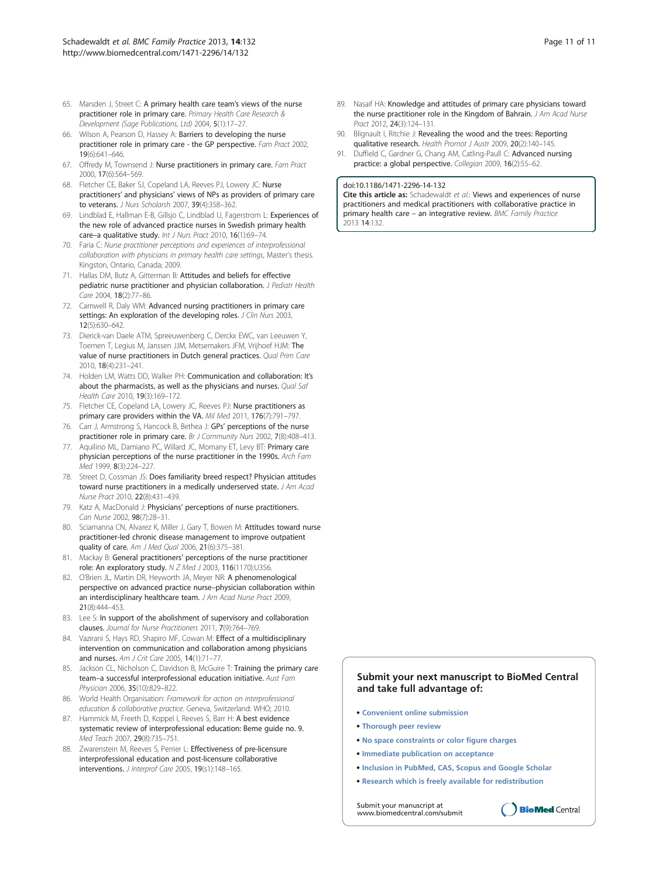65. Marsden J, Street C: **A primary health care team's views of the nurse practitioner role in primary care.** *Primary Health Care Research & Development (Sage Publications, Ltd)* 2004, **5**(1):17–27.
66. Wilson A, Pearson D, Hassey A: **Barriers to developing the nurse practitioner role in primary care - the GP perspective.** *Fam Pract* 2002, **19**(6):641–646.
67. Offredy M, Townsend J: **Nurse practitioners in primary care.** *Fam Pract* 2000, **17**(6):564–569.
68. Fletcher CE, Baker SJ, Copeland LA, Reeves PJ, Lowery JC: **Nurse practitioners' and physicians' views of NPs as providers of primary care to veterans.** *J Nurs Scholarsh* 2007, **39**(4):358–362.
69. Lindblad E, Hallman E-B, Gillsjo C, Lindblad U, Fagerstrom L: **Experiences of the new role of advanced practice nurses in Swedish primary health care–a qualitative study.** *Int J Nurs Pract* 2010, **16**(1):69–74.
70. Faria C: *Nurse practitioner perceptions and experiences of interprofessional collaboration with physicians in primary health care settings*, Master's thesis. Kingston, Ontario, Canada; 2009.
71. Hallas DM, Butz A, Gitterman B: **Attitudes and beliefs for effective pediatric nurse practitioner and physician collaboration.** *J Pediatr Health Care* 2004, **18**(2):77–86.
72. Carnwell R, Daly WM: **Advanced nursing practitioners in primary care settings: An exploration of the developing roles.** *J Clin Nurs* 2003, **12**(5):630–642.
73. Dierick-van Daele ATM, Spreeuwenberg C, Derckx EWC, van Leeuwen Y, Toemen T, Legius M, Janssen JJM, Metsemakers JFM, Vrijhoef HJM: **The value of nurse practitioners in Dutch general practices.** *Qual Prim Care* 2010, **18**(4):231–241.
74. Holden LM, Watts DD, Walker PH: **Communication and collaboration: It's about the pharmacists, as well as the physicians and nurses.** *Qual Saf Health Care* 2010, **19**(3):169–172.
75. Fletcher CE, Copeland LA, Lowery JC, Reeves PJ: **Nurse practitioners as primary care providers within the VA.** *Mil Med* 2011, **176**(7):791–797.
76. Carr J, Armstrong S, Hancock B, Bethea J: **GPs' perceptions of the nurse practitioner role in primary care.** *Br J Community Nurs* 2002, **7**(8):408–413.
77. Aquilino ML, Damiano PC, Willard JC, Momany ET, Levy BT: **Primary care physician perceptions of the nurse practitioner in the 1990s.** *Arch Fam Med* 1999, **8**(3):224–227.
78. Street D, Cossman JS: **Does familiarity breed respect? Physician attitudes toward nurse practitioners in a medically underserved state.** *J Am Acad Nurse Pract* 2010, **22**(8):431–439.
79. Katz A, MacDonald J: **Physicians' perceptions of nurse practitioners.** *Can Nurse* 2002, **98**(7):28–31.
80. Sciamanna CN, Alvarez K, Miller J, Gary T, Bowen M: **Attitudes toward nurse practitioner-led chronic disease management to improve outpatient quality of care.** *Am J Med Qual* 2006, **21**(6):375–381.
81. Mackay B: **General practitioners' perceptions of the nurse practitioner role: An exploratory study.** *N Z Med J* 2003, **116**(1170):U356.
82. O'Brien JL, Martin DR, Heyworth JA, Meyer NR: **A phenomenological perspective on advanced practice nurse–physician collaboration within an interdisciplinary healthcare team.** *J Am Acad Nurse Pract* 2009, **21**(8):444–453.
83. Lee S: **In support of the abolishment of supervisory and collaboration clauses.** *Journal for Nurse Practitioners* 2011, **7**(9):764–769.
84. Vazirani S, Hays RD, Shapiro MF, Cowan M: **Effect of a multidisciplinary intervention on communication and collaboration among physicians and nurses.** *Am J Crit Care* 2005, **14**(1):71–77.
85. Jackson CL, Nicholson C, Davidson B, McGuire T: **Training the primary care team–a successful interprofessional education initiative.** *Aust Fam Physician* 2006, **35**(10):829–822.
86. World Health Organisation: *Framework for action on interprofessional education & collaborative practice.* Geneva, Switzerland: WHO; 2010.
87. Hammick M, Freeth D, Koppel I, Reeves S, Barr H: **A best evidence systematic review of interprofessional education: Beme guide no. 9.** *Med Teach* 2007, **29**(8):735–751.
88. Zwarenstein M, Reeves S, Perrier L: **Effectiveness of pre-licensure interprofessional education and post-licensure collaborative interventions.** *J Interprof Care* 2005, **19**(s1):148–165.
89. Nasaif HA: **Knowledge and attitudes of primary care physicians toward the nurse practitioner role in the Kingdom of Bahrain.** *J Am Acad Nurse Pract* 2012, **24**(3):124–131.
90. Blignault I, Ritchie J: **Revealing the wood and the trees: Reporting qualitative research.** *Health Promot J Austr* 2009, **20**(2):140–145.
91. Duffield C, Gardner G, Chang AM, Catling-Paull C: **Advanced nursing practice: a global perspective.** *Collegian* 2009, **16**(2):55–62.

doi:10.1186/1471-2296-14-132

**Cite this article as:** Schadewaldt *et al.*: Views and experiences of nurse practitioners and medical practitioners with collaborative practice in primary health care – an integrative review. *BMC Family Practice* 2013 **14**:132.

**Submit your next manuscript to BioMed Central and take full advantage of:**

- Convenient online submission
- Thorough peer review
- No space constraints or color figure charges
- Immediate publication on acceptance
- Inclusion in PubMed, CAS, Scopus and Google Scholar
- Research which is freely available for redistribution

Submit your manuscript at
www.biomedcentral.com/submit

BioMed Central